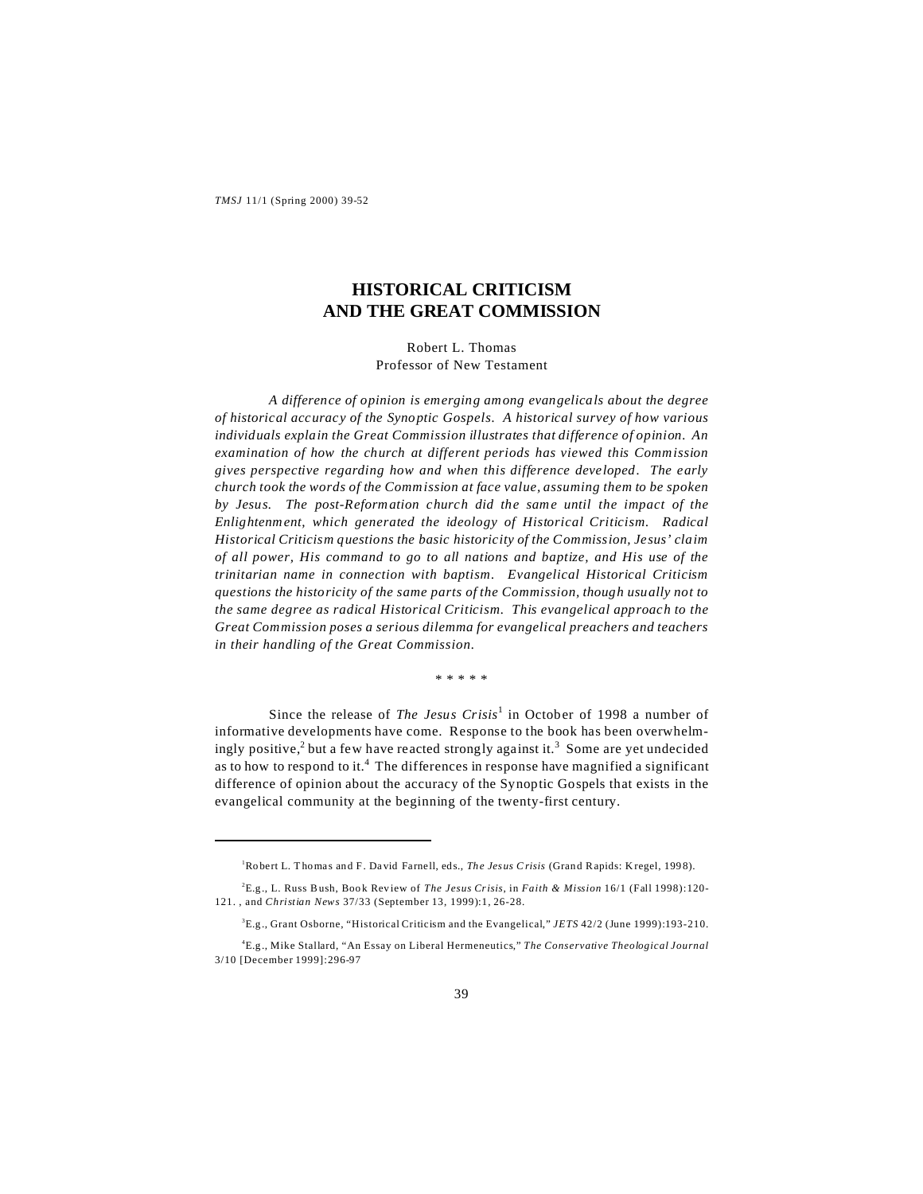# HISTORICAL CRITICISM AND THE GREAT COMMISSION

Robert L. Thomas
Professor of New Testament

*A difference of opinion is emerging among evangelicals about the degree of historical accuracy of the Synoptic Gospels. A historical survey of how various individuals explain the Great Commission illustrates that difference of opinion. An examination of how the church at different periods has viewed this Commission gives perspective regarding how and when this difference developed. The early church took the words of the Commission at face value, assuming them to be spoken by Jesus. The post-Reformation church did the same until the impact of the Enlightenment, which generated the ideology of Historical Criticism. Radical Historical Criticism questions the basic historicity of the Commission, Jesus' claim of all power, His command to go to all nations and baptize, and His use of the trinitarian name in connection with baptism. Evangelical Historical Criticism questions the historicity of the same parts of the Commission, though usually not to the same degree as radical Historical Criticism. This evangelical approach to the Great Commission poses a serious dilemma for evangelical preachers and teachers in their handling of the Great Commission.*

\* \* \* \* \*

Since the release of *The Jesus Crisis*[1] in October of 1998 a number of informative developments have come. Response to the book has been overwhelmingly positive,[2] but a few have reacted strongly against it.[3] Some are yet undecided as to how to respond to it.[4] The differences in response have magnified a significant difference of opinion about the accuracy of the Synoptic Gospels that exists in the evangelical community at the beginning of the twenty-first century.

---

[1] Robert L. Thomas and F. David Farnell, eds., *The Jesus Crisis* (Grand Rapids: Kregel, 1998).

[2] E.g., L. Russ Bush, Book Review of *The Jesus Crisis*, in *Faith & Mission* 16/1 (Fall 1998):120-121. , and *Christian News* 37/33 (September 13, 1999):1, 26-28.

[3] E.g., Grant Osborne, "Historical Criticism and the Evangelical," *JETS* 42/2 (June 1999):193-210.

[4] E.g., Mike Stallard, "An Essay on Liberal Hermeneutics," *The Conservative Theological Journal* 3/10 [December 1999]:296-97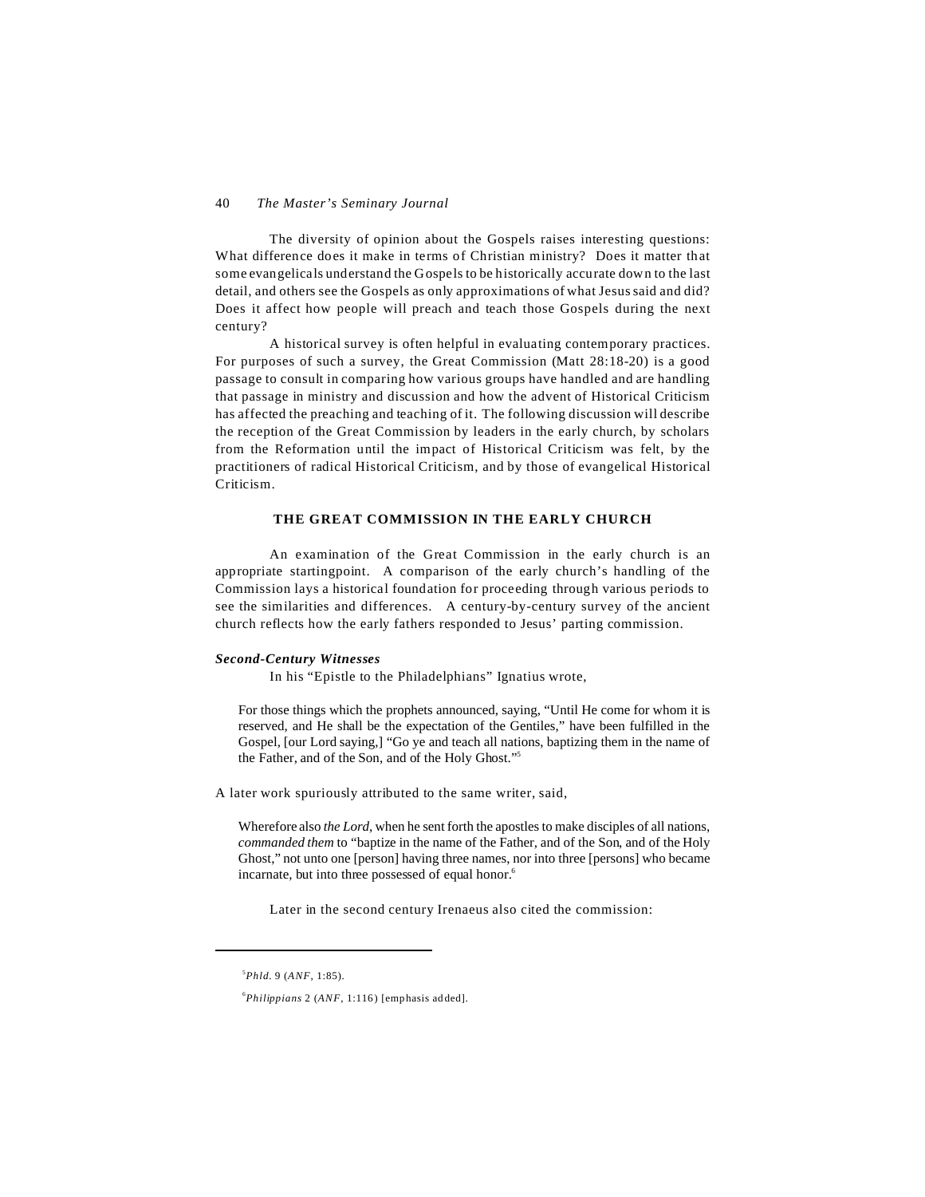The diversity of opinion about the Gospels raises interesting questions: What difference does it make in terms of Christian ministry? Does it matter that some evangelicals understand the Gospels to be historically accurate down to the last detail, and others see the Gospels as only approximations of what Jesus said and did? Does it affect how people will preach and teach those Gospels during the next century?

A historical survey is often helpful in evaluating contemporary practices. For purposes of such a survey, the Great Commission (Matt 28:18-20) is a good passage to consult in comparing how various groups have handled and are handling that passage in ministry and discussion and how the advent of Historical Criticism has affected the preaching and teaching of it. The following discussion will describe the reception of the Great Commission by leaders in the early church, by scholars from the Reformation until the impact of Historical Criticism was felt, by the practitioners of radical Historical Criticism, and by those of evangelical Historical Criticism.

## THE GREAT COMMISSION IN THE EARLY CHURCH

An examination of the Great Commission in the early church is an appropriate startingpoint. A comparison of the early church's handling of the Commission lays a historical foundation for proceeding through various periods to see the similarities and differences. A century-by-century survey of the ancient church reflects how the early fathers responded to Jesus' parting commission.

### *Second-Century Witnesses*

In his "Epistle to the Philadelphians" Ignatius wrote,

> For those things which the prophets announced, saying, "Until He come for whom it is reserved, and He shall be the expectation of the Gentiles," have been fulfilled in the Gospel, [our Lord saying,] "Go ye and teach all nations, baptizing them in the name of the Father, and of the Son, and of the Holy Ghost."[5]

A later work spuriously attributed to the same writer, said,

> Wherefore also *the Lord*, when he sent forth the apostles to make disciples of all nations, *commanded them* to "baptize in the name of the Father, and of the Son, and of the Holy Ghost," not unto one [person] having three names, nor into three [persons] who became incarnate, but into three possessed of equal honor.[6]

Later in the second century Irenaeus also cited the commission:

---

[5]*Phld.* 9 (*ANF*, 1:85).

[6]*Philippians* 2 (*ANF*, 1:116) [emphasis added].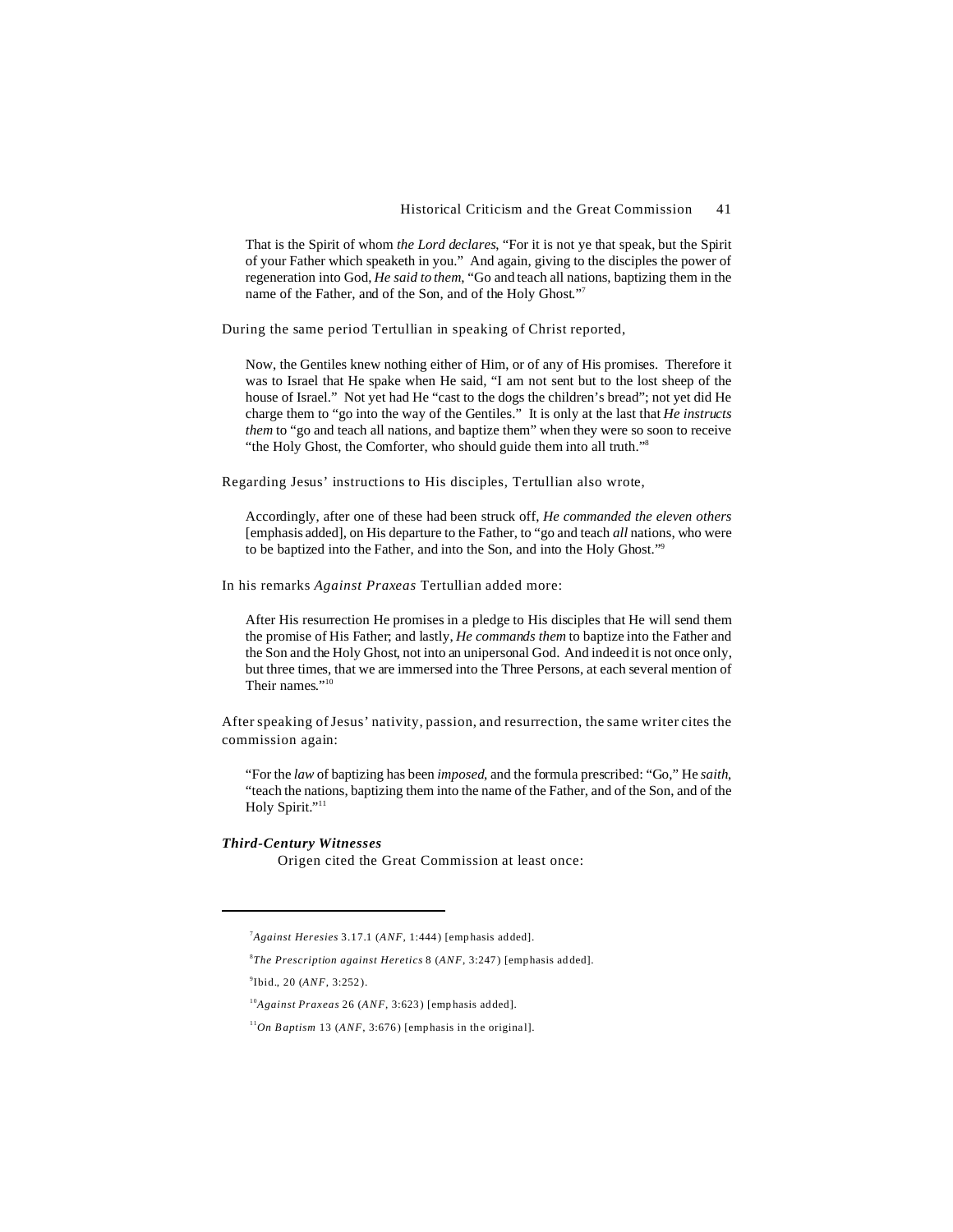> That is the Spirit of whom *the Lord declares*, "For it is not ye that speak, but the Spirit of your Father which speaketh in you." And again, giving to the disciples the power of regeneration into God, *He said to them*, "Go and teach all nations, baptizing them in the name of the Father, and of the Son, and of the Holy Ghost."[7]

During the same period Tertullian in speaking of Christ reported,

> Now, the Gentiles knew nothing either of Him, or of any of His promises. Therefore it was to Israel that He spake when He said, "I am not sent but to the lost sheep of the house of Israel." Not yet had He "cast to the dogs the children's bread"; not yet did He charge them to "go into the way of the Gentiles." It is only at the last that *He instructs them* to "go and teach all nations, and baptize them" when they were so soon to receive "the Holy Ghost, the Comforter, who should guide them into all truth."[8]

Regarding Jesus' instructions to His disciples, Tertullian also wrote,

> Accordingly, after one of these had been struck off, *He commanded the eleven others* [emphasis added], on His departure to the Father, to "go and teach *all* nations, who were to be baptized into the Father, and into the Son, and into the Holy Ghost."[9]

In his remarks *Against Praxeas* Tertullian added more:

> After His resurrection He promises in a pledge to His disciples that He will send them the promise of His Father; and lastly, *He commands them* to baptize into the Father and the Son and the Holy Ghost, not into an unipersonal God. And indeed it is not once only, but three times, that we are immersed into the Three Persons, at each several mention of Their names."[10]

After speaking of Jesus' nativity, passion, and resurrection, the same writer cites the commission again:

> "For the *law* of baptizing has been *imposed*, and the formula prescribed: "Go," He *saith*, "teach the nations, baptizing them into the name of the Father, and of the Son, and of the Holy Spirit."[11]

### *Third-Century Witnesses*

Origen cited the Great Commission at least once:

---

[7] *Against Heresies* 3.17.1 (*ANF*, 1:444) [emphasis added].

[8] *The Prescription against Heretics* 8 (*ANF*, 3:247) [emphasis added].

[9] Ibid., 20 (*ANF*, 3:252).

[10] *Against Praxeas* 26 (*ANF*, 3:623) [emphasis added].

[11] *On Baptism* 13 (*ANF*, 3:676) [emphasis in the original].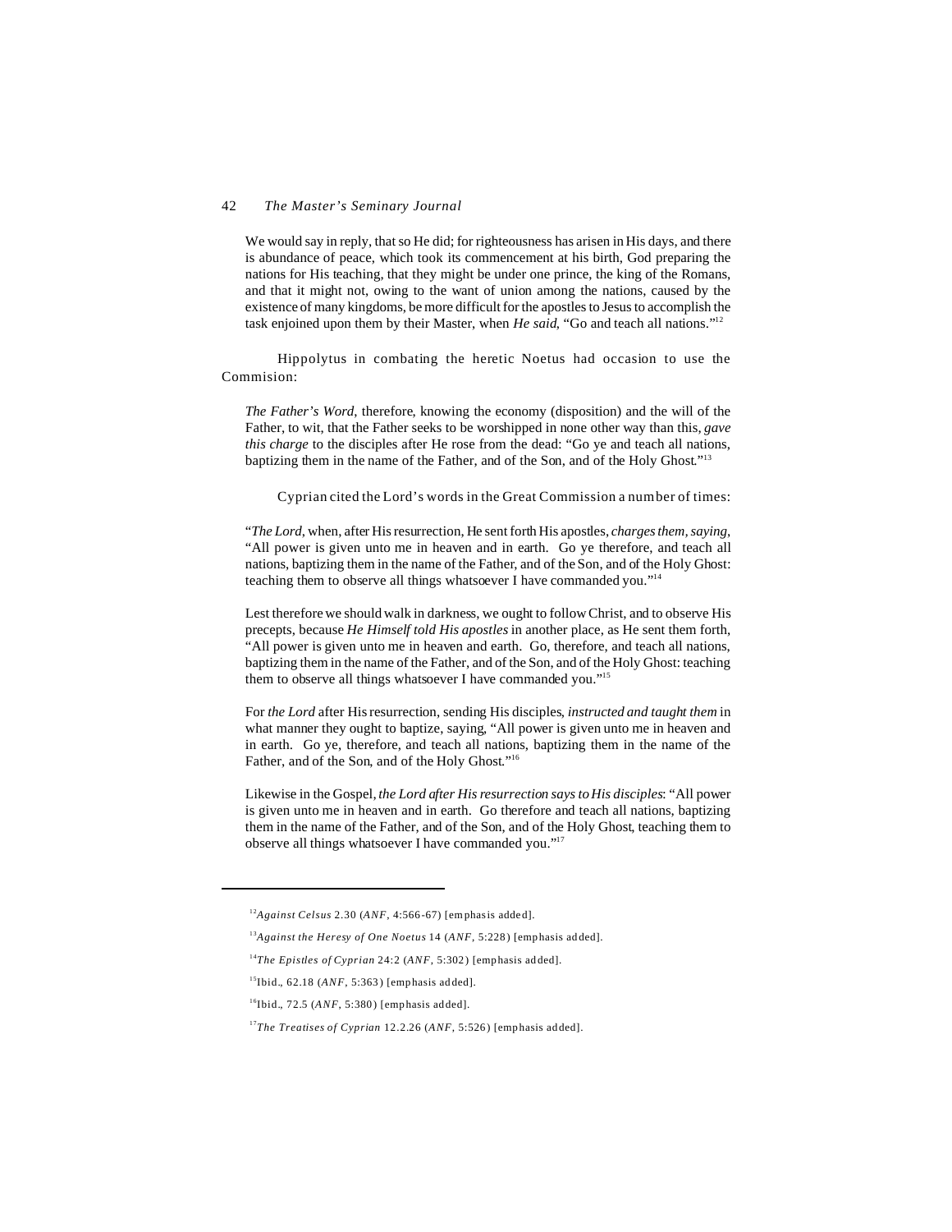We would say in reply, that so He did; for righteousness has arisen in His days, and there is abundance of peace, which took its commencement at his birth, God preparing the nations for His teaching, that they might be under one prince, the king of the Romans, and that it might not, owing to the want of union among the nations, caused by the existence of many kingdoms, be more difficult for the apostles to Jesus to accomplish the task enjoined upon them by their Master, when *He said*, "Go and teach all nations."[12]

Hippolytus in combating the heretic Noetus had occasion to use the Commision:

*The Father's Word*, therefore, knowing the economy (disposition) and the will of the Father, to wit, that the Father seeks to be worshipped in none other way than this, *gave this charge* to the disciples after He rose from the dead: "Go ye and teach all nations, baptizing them in the name of the Father, and of the Son, and of the Holy Ghost."[13]

Cyprian cited the Lord's words in the Great Commission a number of times:

"*The Lord*, when, after His resurrection, He sent forth His apostles, *charges them, saying*, "All power is given unto me in heaven and in earth. Go ye therefore, and teach all nations, baptizing them in the name of the Father, and of the Son, and of the Holy Ghost: teaching them to observe all things whatsoever I have commanded you."[14]

Lest therefore we should walk in darkness, we ought to follow Christ, and to observe His precepts, because *He Himself told His apostles* in another place, as He sent them forth, "All power is given unto me in heaven and earth. Go, therefore, and teach all nations, baptizing them in the name of the Father, and of the Son, and of the Holy Ghost: teaching them to observe all things whatsoever I have commanded you."[15]

For *the Lord* after His resurrection, sending His disciples, *instructed and taught them* in what manner they ought to baptize, saying, "All power is given unto me in heaven and in earth. Go ye, therefore, and teach all nations, baptizing them in the name of the Father, and of the Son, and of the Holy Ghost."[16]

Likewise in the Gospel, *the Lord after His resurrection says to His disciples*: "All power is given unto me in heaven and in earth. Go therefore and teach all nations, baptizing them in the name of the Father, and of the Son, and of the Holy Ghost, teaching them to observe all things whatsoever I have commanded you."[17]

---

[12]*Against Celsus* 2.30 (*ANF*, 4:566-67) [emphasis added].

[13]*Against the Heresy of One Noetus* 14 (*ANF*, 5:228) [emphasis added].

[14]*The Epistles of Cyprian* 24:2 (*ANF*, 5:302) [emphasis added].

[15]Ibid., 62.18 (*ANF*, 5:363) [emphasis added].

[16]Ibid., 72.5 (*ANF*, 5:380) [emphasis added].

[17]*The Treatises of Cyprian* 12.2.26 (*ANF*, 5:526) [emphasis added].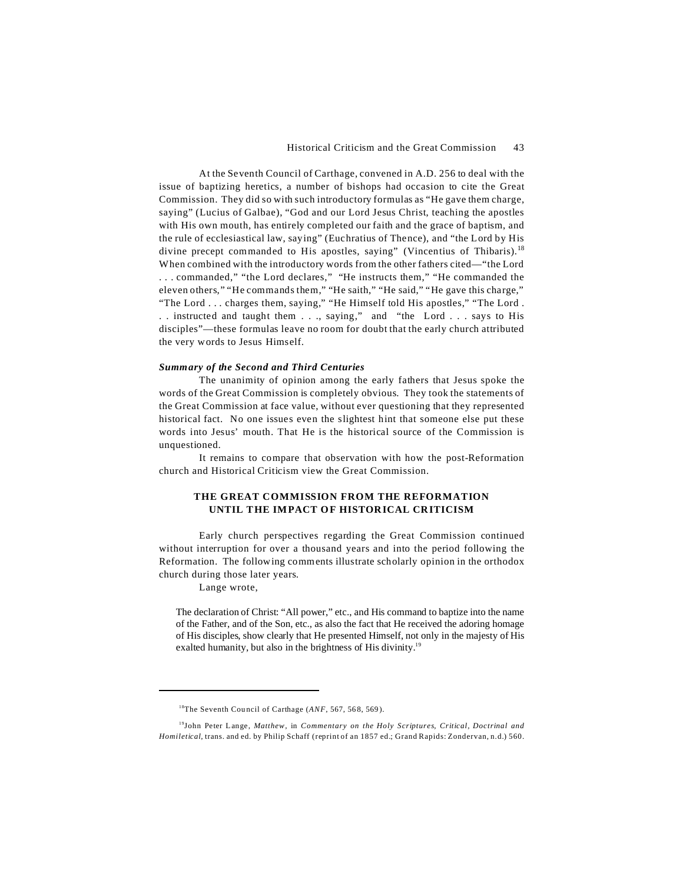At the Seventh Council of Carthage, convened in A.D. 256 to deal with the issue of baptizing heretics, a number of bishops had occasion to cite the Great Commission. They did so with such introductory formulas as "He gave them charge, saying" (Lucius of Galbae), "God and our Lord Jesus Christ, teaching the apostles with His own mouth, has entirely completed our faith and the grace of baptism, and the rule of ecclesiastical law, saying" (Euchratius of Thence), and "the Lord by His divine precept commanded to His apostles, saying" (Vincentius of Thibaris).[18] When combined with the introductory words from the other fathers cited—"the Lord . . . commanded," "the Lord declares," "He instructs them," "He commanded the eleven others," "He commands them," "He saith," "He said," "He gave this charge," "The Lord . . . charges them, saying," "He Himself told His apostles," "The Lord . . . instructed and taught them . . ., saying," and "the Lord . . . says to His disciples"—these formulas leave no room for doubt that the early church attributed the very words to Jesus Himself.

### *Summary of the Second and Third Centuries*

The unanimity of opinion among the early fathers that Jesus spoke the words of the Great Commission is completely obvious. They took the statements of the Great Commission at face value, without ever questioning that they represented historical fact. No one issues even the slightest hint that someone else put these words into Jesus' mouth. That He is the historical source of the Commission is unquestioned.

It remains to compare that observation with how the post-Reformation church and Historical Criticism view the Great Commission.

## THE GREAT COMMISSION FROM THE REFORMATION UNTIL THE IMPACT OF HISTORICAL CRITICISM

Early church perspectives regarding the Great Commission continued without interruption for over a thousand years and into the period following the Reformation. The following comments illustrate scholarly opinion in the orthodox church during those later years.

Lange wrote,

> The declaration of Christ: "All power," etc., and His command to baptize into the name of the Father, and of the Son, etc., as also the fact that He received the adoring homage of His disciples, show clearly that He presented Himself, not only in the majesty of His exalted humanity, but also in the brightness of His divinity.[19]

---

[18]The Seventh Council of Carthage (*ANF*, 567, 568, 569).

[19]John Peter Lange, *Matthew*, in *Commentary on the Holy Scriptures, Critical, Doctrinal and Homiletical*, trans. and ed. by Philip Schaff (reprint of an 1857 ed.; Grand Rapids: Zondervan, n.d.) 560.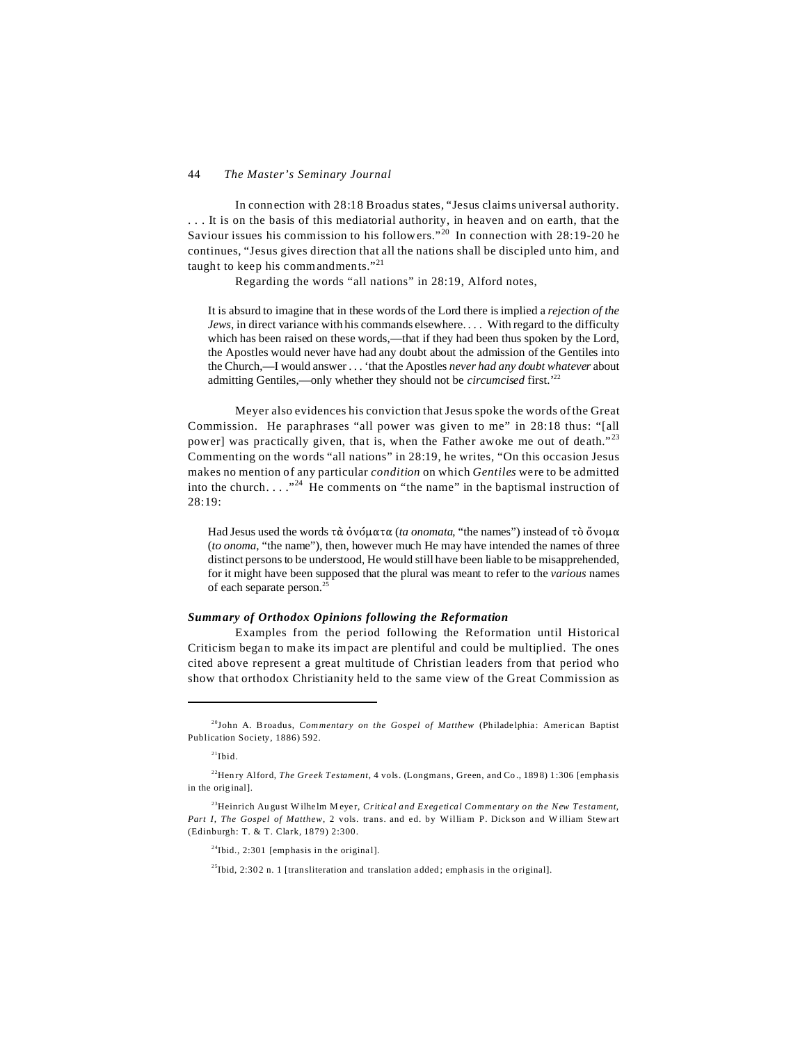In connection with 28:18 Broadus states, "Jesus claims universal authority. . . . It is on the basis of this mediatorial authority, in heaven and on earth, that the Saviour issues his commission to his followers."[20] In connection with 28:19-20 he continues, "Jesus gives direction that all the nations shall be discipled unto him, and taught to keep his commandments."[21]

Regarding the words "all nations" in 28:19, Alford notes,

> It is absurd to imagine that in these words of the Lord there is implied a *rejection of the Jews*, in direct variance with his commands elsewhere. . . . With regard to the difficulty which has been raised on these words,—that if they had been thus spoken by the Lord, the Apostles would never have had any doubt about the admission of the Gentiles into the Church,—I would answer . . . 'that the Apostles *never had any doubt whatever* about admitting Gentiles,—only whether they should not be *circumcised* first.'[22]

Meyer also evidences his conviction that Jesus spoke the words of the Great Commission. He paraphrases "all power was given to me" in 28:18 thus: "[all power] was practically given, that is, when the Father awoke me out of death."[23] Commenting on the words "all nations" in 28:19, he writes, "On this occasion Jesus makes no mention of any particular *condition* on which *Gentiles* were to be admitted into the church. . . ."[24] He comments on "the name" in the baptismal instruction of 28:19:

> Had Jesus used the words τὰ ὀνόματα (*ta onomata*, "the names") instead of τὸ ὄνομα (*to onoma*, "the name"), then, however much He may have intended the names of three distinct persons to be understood, He would still have been liable to be misapprehended, for it might have been supposed that the plural was meant to refer to the *various* names of each separate person.[25]

### *Summary of Orthodox Opinions following the Reformation*

Examples from the period following the Reformation until Historical Criticism began to make its impact are plentiful and could be multiplied. The ones cited above represent a great multitude of Christian leaders from that period who show that orthodox Christianity held to the same view of the Great Commission as

---

[20] John A. Broadus, *Commentary on the Gospel of Matthew* (Philadelphia: American Baptist Publication Society, 1886) 592.

[21] Ibid.

[22] Henry Alford, *The Greek Testament*, 4 vols. (Longmans, Green, and Co., 1898) 1:306 [emphasis in the original].

[23] Heinrich August Wilhelm Meyer, *Critical and Exegetical Commentary on the New Testament, Part I, The Gospel of Matthew*, 2 vols. trans. and ed. by William P. Dickson and William Stewart (Edinburgh: T. & T. Clark, 1879) 2:300.

[24] Ibid., 2:301 [emphasis in the original].

[25] Ibid, 2:302 n. 1 [transliteration and translation added; emphasis in the original].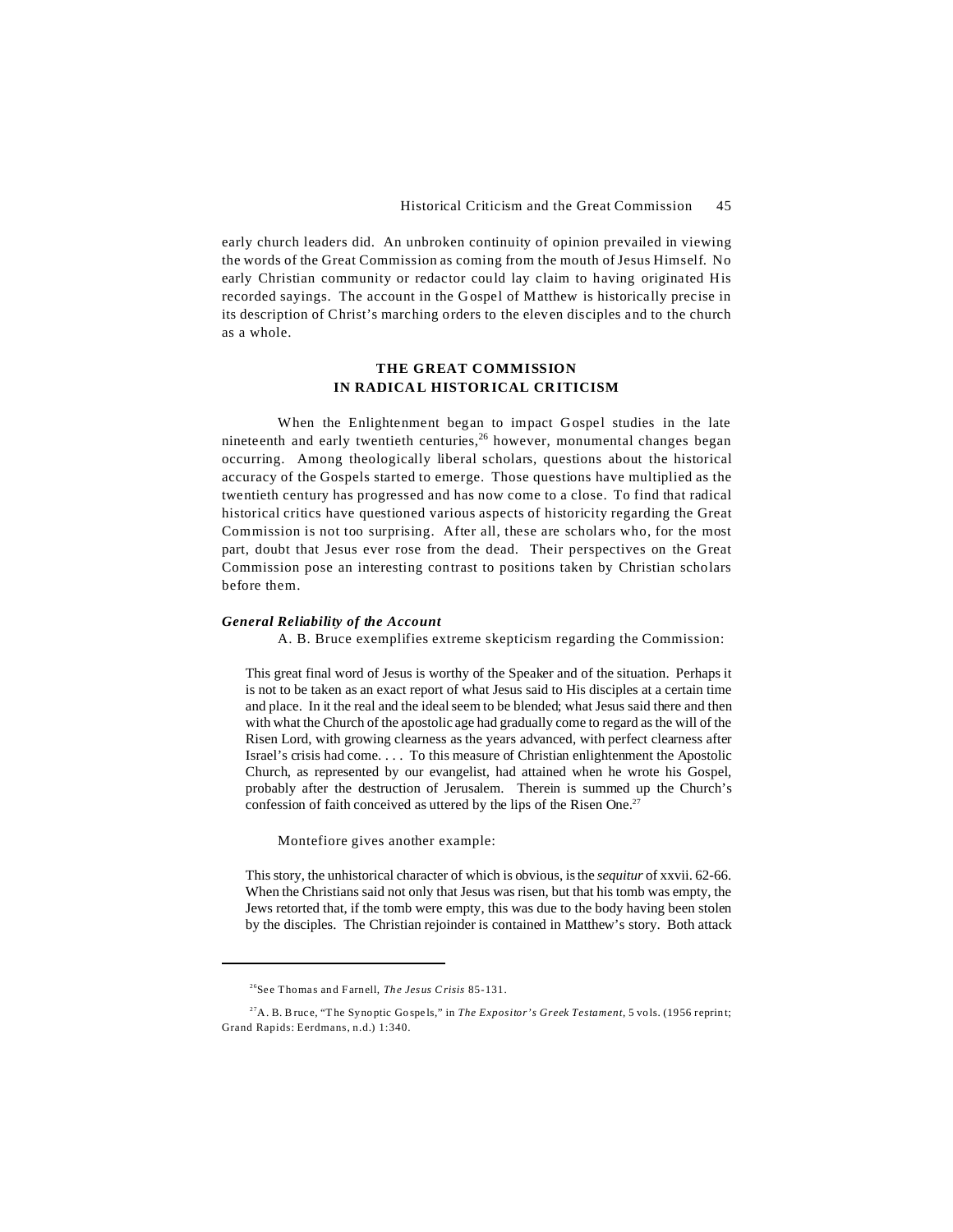early church leaders did. An unbroken continuity of opinion prevailed in viewing the words of the Great Commission as coming from the mouth of Jesus Himself. No early Christian community or redactor could lay claim to having originated His recorded sayings. The account in the Gospel of Matthew is historically precise in its description of Christ's marching orders to the eleven disciples and to the church as a whole.

## THE GREAT COMMISSION IN RADICAL HISTORICAL CRITICISM

When the Enlightenment began to impact Gospel studies in the late nineteenth and early twentieth centuries,[26] however, monumental changes began occurring. Among theologically liberal scholars, questions about the historical accuracy of the Gospels started to emerge. Those questions have multiplied as the twentieth century has progressed and has now come to a close. To find that radical historical critics have questioned various aspects of historicity regarding the Great Commission is not too surprising. After all, these are scholars who, for the most part, doubt that Jesus ever rose from the dead. Their perspectives on the Great Commission pose an interesting contrast to positions taken by Christian scholars before them.

### *General Reliability of the Account*

A. B. Bruce exemplifies extreme skepticism regarding the Commission:

> This great final word of Jesus is worthy of the Speaker and of the situation. Perhaps it is not to be taken as an exact report of what Jesus said to His disciples at a certain time and place. In it the real and the ideal seem to be blended; what Jesus said there and then with what the Church of the apostolic age had gradually come to regard as the will of the Risen Lord, with growing clearness as the years advanced, with perfect clearness after Israel's crisis had come. . . . To this measure of Christian enlightenment the Apostolic Church, as represented by our evangelist, had attained when he wrote his Gospel, probably after the destruction of Jerusalem. Therein is summed up the Church's confession of faith conceived as uttered by the lips of the Risen One.[27]

Montefiore gives another example:

> This story, the unhistorical character of which is obvious, is the *sequitur* of xxvii. 62-66. When the Christians said not only that Jesus was risen, but that his tomb was empty, the Jews retorted that, if the tomb were empty, this was due to the body having been stolen by the disciples. The Christian rejoinder is contained in Matthew's story. Both attack

---

[26]See Thomas and Farnell, *The Jesus Crisis* 85-131.

[27]A. B. Bruce, "The Synoptic Gospels," in *The Expositor's Greek Testament*, 5 vols. (1956 reprint; Grand Rapids: Eerdmans, n.d.) 1:340.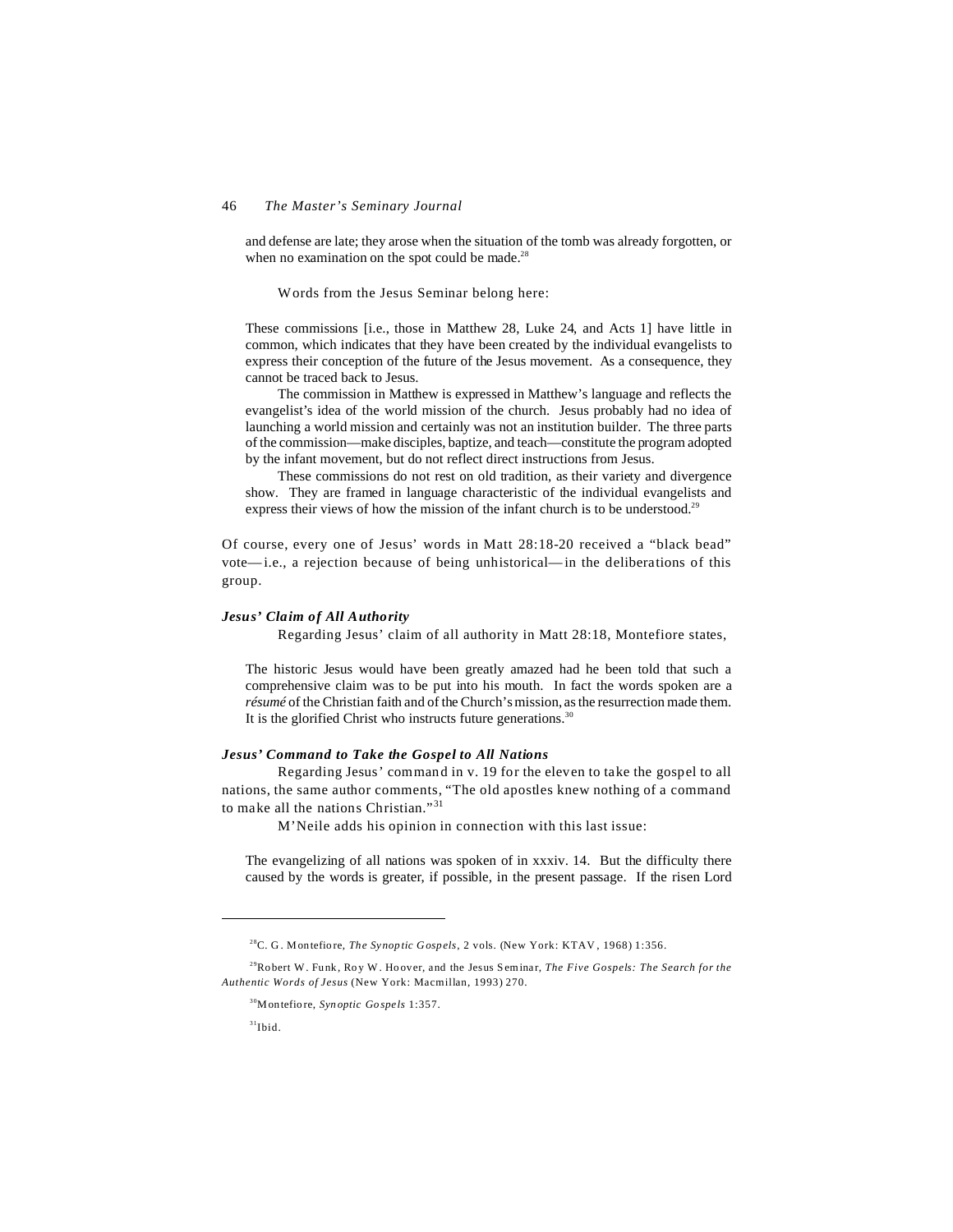> and defense are late; they arose when the situation of the tomb was already forgotten, or when no examination on the spot could be made.[28]

Words from the Jesus Seminar belong here:

> These commissions [i.e., those in Matthew 28, Luke 24, and Acts 1] have little in common, which indicates that they have been created by the individual evangelists to express their conception of the future of the Jesus movement. As a consequence, they cannot be traced back to Jesus.
>
> The commission in Matthew is expressed in Matthew's language and reflects the evangelist's idea of the world mission of the church. Jesus probably had no idea of launching a world mission and certainly was not an institution builder. The three parts of the commission—make disciples, baptize, and teach—constitute the program adopted by the infant movement, but do not reflect direct instructions from Jesus.
>
> These commissions do not rest on old tradition, as their variety and divergence show. They are framed in language characteristic of the individual evangelists and express their views of how the mission of the infant church is to be understood.[29]

Of course, every one of Jesus' words in Matt 28:18-20 received a "black bead" vote—i.e., a rejection because of being unhistorical—in the deliberations of this group.

### *Jesus' Claim of All Authority*

Regarding Jesus' claim of all authority in Matt 28:18, Montefiore states,

> The historic Jesus would have been greatly amazed had he been told that such a comprehensive claim was to be put into his mouth. In fact the words spoken are a *résumé* of the Christian faith and of the Church's mission, as the resurrection made them. It is the glorified Christ who instructs future generations.[30]

### *Jesus' Command to Take the Gospel to All Nations*

Regarding Jesus' command in v. 19 for the eleven to take the gospel to all nations, the same author comments, "The old apostles knew nothing of a command to make all the nations Christian."[31]

M'Neile adds his opinion in connection with this last issue:

> The evangelizing of all nations was spoken of in xxxiv. 14. But the difficulty there caused by the words is greater, if possible, in the present passage. If the risen Lord

---

[28] C. G. Montefiore, *The Synoptic Gospels*, 2 vols. (New York: KTAV, 1968) 1:356.

[29] Robert W. Funk, Roy W. Hoover, and the Jesus Seminar, *The Five Gospels: The Search for the Authentic Words of Jesus* (New York: Macmillan, 1993) 270.

[30] Montefiore, *Synoptic Gospels* 1:357.

[31] Ibid.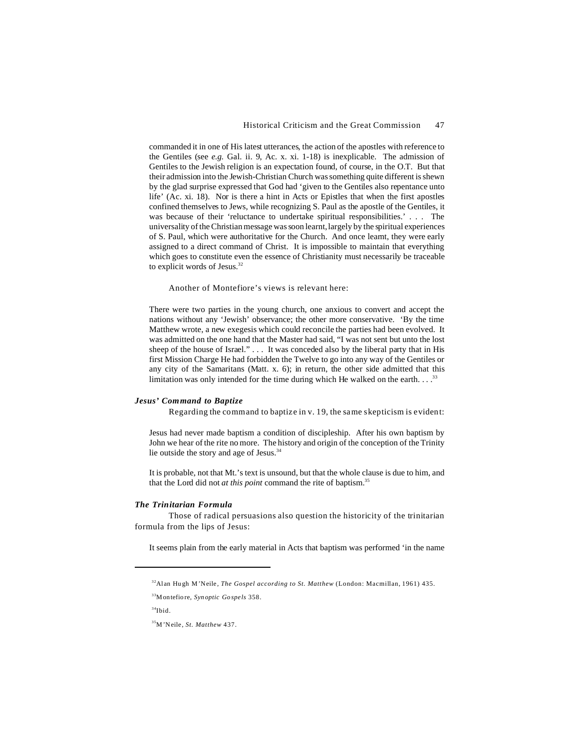commanded it in one of His latest utterances, the action of the apostles with reference to the Gentiles (see *e.g.* Gal. ii. 9, Ac. x. xi. 1-18) is inexplicable. The admission of Gentiles to the Jewish religion is an expectation found, of course, in the O.T. But that their admission into the Jewish-Christian Church was something quite different is shewn by the glad surprise expressed that God had 'given to the Gentiles also repentance unto life' (Ac. xi. 18). Nor is there a hint in Acts or Epistles that when the first apostles confined themselves to Jews, while recognizing S. Paul as the apostle of the Gentiles, it was because of their 'reluctance to undertake spiritual responsibilities.' . . . The universality of the Christian message was soon learnt, largely by the spiritual experiences of S. Paul, which were authoritative for the Church. And once learnt, they were early assigned to a direct command of Christ. It is impossible to maintain that everything which goes to constitute even the essence of Christianity must necessarily be traceable to explicit words of Jesus.[32]

Another of Montefiore's views is relevant here:

> There were two parties in the young church, one anxious to convert and accept the nations without any 'Jewish' observance; the other more conservative. 'By the time Matthew wrote, a new exegesis which could reconcile the parties had been evolved. It was admitted on the one hand that the Master had said, "I was not sent but unto the lost sheep of the house of Israel." . . . It was conceded also by the liberal party that in His first Mission Charge He had forbidden the Twelve to go into any way of the Gentiles or any city of the Samaritans (Matt. x. 6); in return, the other side admitted that this limitation was only intended for the time during which He walked on the earth. . . .[33]

### *Jesus' Command to Baptize*

Regarding the command to baptize in v. 19, the same skepticism is evident:

> Jesus had never made baptism a condition of discipleship. After his own baptism by John we hear of the rite no more. The history and origin of the conception of the Trinity lie outside the story and age of Jesus.[34]

> It is probable, not that Mt.'s text is unsound, but that the whole clause is due to him, and that the Lord did not *at this point* command the rite of baptism.[35]

### *The Trinitarian Formula*

Those of radical persuasions also question the historicity of the trinitarian formula from the lips of Jesus:

> It seems plain from the early material in Acts that baptism was performed 'in the name

---

[32] Alan Hugh M'Neile, *The Gospel according to St. Matthew* (London: Macmillan, 1961) 435.

[33] Montefiore, *Synoptic Gospels* 358.

[34] Ibid.

[35] M'Neile, *St. Matthew* 437.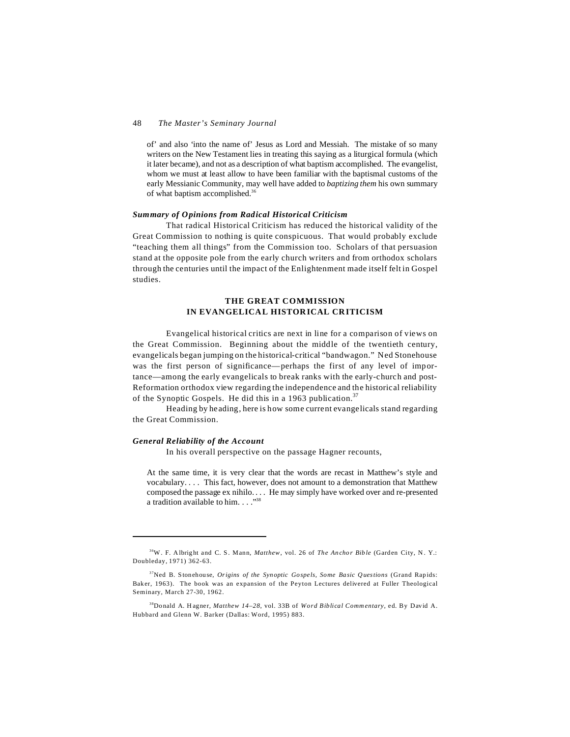> of' and also 'into the name of' Jesus as Lord and Messiah. The mistake of so many writers on the New Testament lies in treating this saying as a liturgical formula (which it later became), and not as a description of what baptism accomplished. The evangelist, whom we must at least allow to have been familiar with the baptismal customs of the early Messianic Community, may well have added to *baptizing them* his own summary of what baptism accomplished.[36]

### *Summary of Opinions from Radical Historical Criticism*

That radical Historical Criticism has reduced the historical validity of the Great Commission to nothing is quite conspicuous. That would probably exclude "teaching them all things" from the Commission too. Scholars of that persuasion stand at the opposite pole from the early church writers and from orthodox scholars through the centuries until the impact of the Enlightenment made itself felt in Gospel studies.

## THE GREAT COMMISSION IN EVANGELICAL HISTORICAL CRITICISM

Evangelical historical critics are next in line for a comparison of views on the Great Commission. Beginning about the middle of the twentieth century, evangelicals began jumping on the historical-critical "bandwagon." Ned Stonehouse was the first person of significance—perhaps the first of any level of importance—among the early evangelicals to break ranks with the early-church and post-Reformation orthodox view regarding the independence and the historical reliability of the Synoptic Gospels. He did this in a 1963 publication.[37]

Heading by heading, here is how some current evangelicals stand regarding the Great Commission.

### *General Reliability of the Account*

In his overall perspective on the passage Hagner recounts,

> At the same time, it is very clear that the words are recast in Matthew's style and vocabulary. . . . This fact, however, does not amount to a demonstration that Matthew composed the passage ex nihilo. . . . He may simply have worked over and re-presented a tradition available to him. . . ."[38]

---

[36]W. F. Albright and C. S. Mann, *Matthew*, vol. 26 of *The Anchor Bible* (Garden City, N. Y.: Doubleday, 1971) 362-63.

[37]Ned B. Stonehouse, *Origins of the Synoptic Gospels, Some Basic Questions* (Grand Rapids: Baker, 1963). The book was an expansion of the Peyton Lectures delivered at Fuller Theological Seminary, March 27-30, 1962.

[38]Donald A. Hagner, *Matthew 14–28*, vol. 33B of *Word Biblical Commentary*, ed. By David A. Hubbard and Glenn W. Barker (Dallas: Word, 1995) 883.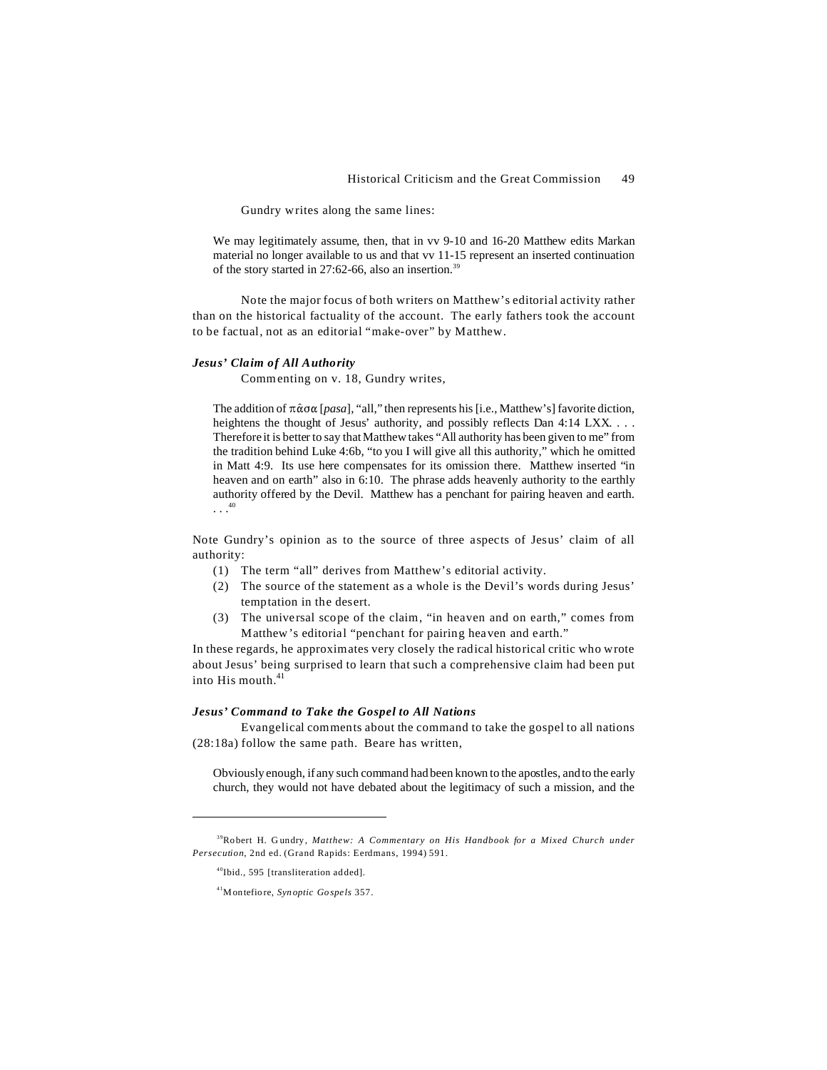Gundry writes along the same lines:

> We may legitimately assume, then, that in vv 9-10 and 16-20 Matthew edits Markan material no longer available to us and that vv 11-15 represent an inserted continuation of the story started in 27:62-66, also an insertion.[39]

Note the major focus of both writers on Matthew's editorial activity rather than on the historical factuality of the account. The early fathers took the account to be factual, not as an editorial "make-over" by Matthew.

### *Jesus' Claim of All Authority*

Commenting on v. 18, Gundry writes,

> The addition of πᾶσα [*pasa*], "all," then represents his [i.e., Matthew's] favorite diction, heightens the thought of Jesus' authority, and possibly reflects Dan 4:14 LXX. . . . Therefore it is better to say that Matthew takes "All authority has been given to me" from the tradition behind Luke 4:6b, "to you I will give all this authority," which he omitted in Matt 4:9. Its use here compensates for its omission there. Matthew inserted "in heaven and on earth" also in 6:10. The phrase adds heavenly authority to the earthly authority offered by the Devil. Matthew has a penchant for pairing heaven and earth. . . .[40]

Note Gundry's opinion as to the source of three aspects of Jesus' claim of all authority:

1. The term "all" derives from Matthew's editorial activity.
2. The source of the statement as a whole is the Devil's words during Jesus' temptation in the desert.
3. The universal scope of the claim, "in heaven and on earth," comes from Matthew's editorial "penchant for pairing heaven and earth."

In these regards, he approximates very closely the radical historical critic who wrote about Jesus' being surprised to learn that such a comprehensive claim had been put into His mouth.[41]

### *Jesus' Command to Take the Gospel to All Nations*

Evangelical comments about the command to take the gospel to all nations (28:18a) follow the same path. Beare has written,

> Obviously enough, if any such command had been known to the apostles, and to the early church, they would not have debated about the legitimacy of such a mission, and the

---

[39]Robert H. Gundry, *Matthew: A Commentary on His Handbook for a Mixed Church under Persecution*, 2nd ed. (Grand Rapids: Eerdmans, 1994) 591.

[40]Ibid., 595 [transliteration added].

[41]Montefiore, *Synoptic Gospels* 357.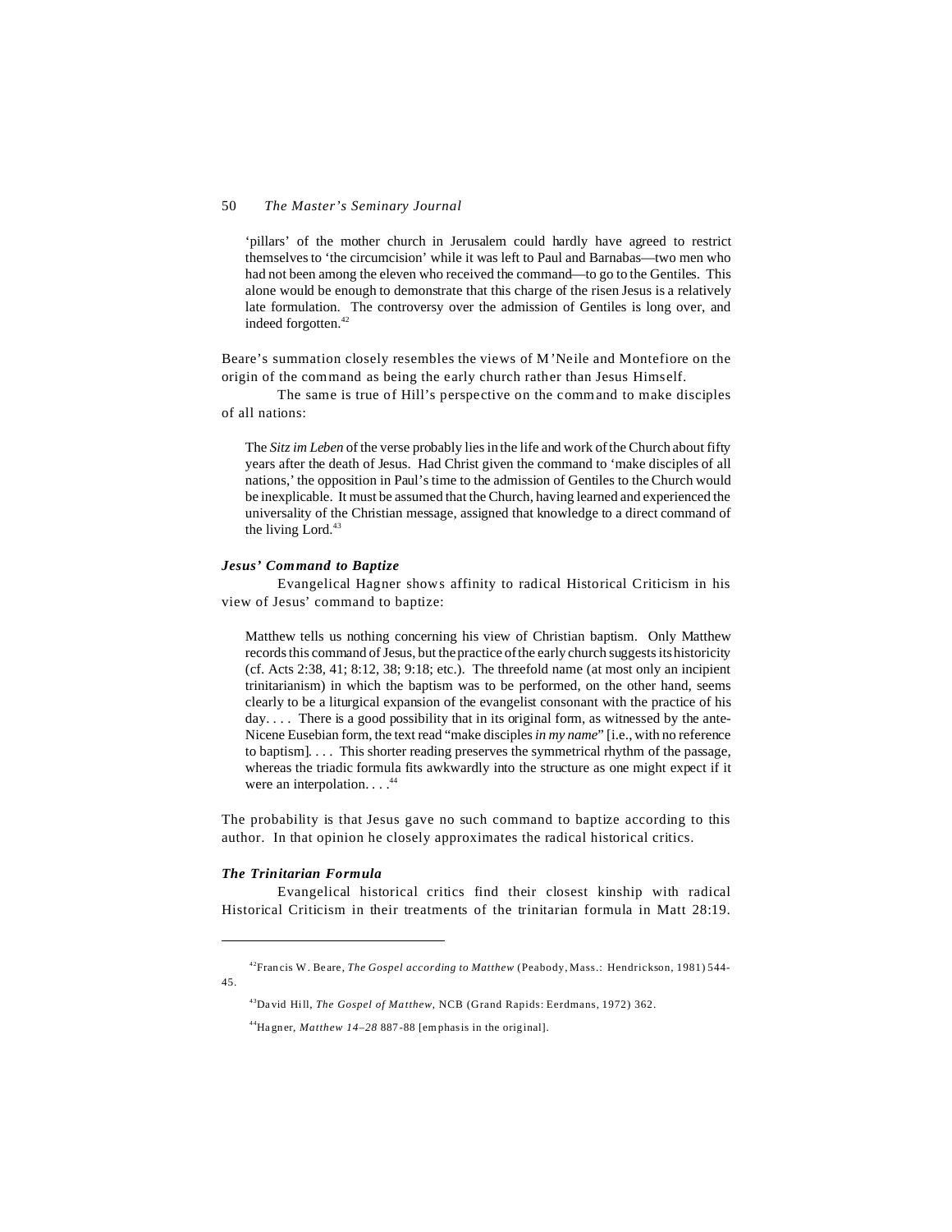> ‘pillars’ of the mother church in Jerusalem could hardly have agreed to restrict themselves to ‘the circumcision’ while it was left to Paul and Barnabas—two men who had not been among the eleven who received the command—to go to the Gentiles. This alone would be enough to demonstrate that this charge of the risen Jesus is a relatively late formulation. The controversy over the admission of Gentiles is long over, and indeed forgotten.[42]

Beare’s summation closely resembles the views of M’Neile and Montefiore on the origin of the command as being the early church rather than Jesus Himself.

The same is true of Hill’s perspective on the command to make disciples of all nations:

> The *Sitz im Leben* of the verse probably lies in the life and work of the Church about fifty years after the death of Jesus. Had Christ given the command to ‘make disciples of all nations,’ the opposition in Paul’s time to the admission of Gentiles to the Church would be inexplicable. It must be assumed that the Church, having learned and experienced the universality of the Christian message, assigned that knowledge to a direct command of the living Lord.[43]

### *Jesus’ Command to Baptize*

Evangelical Hagner shows affinity to radical Historical Criticism in his view of Jesus’ command to baptize:

> Matthew tells us nothing concerning his view of Christian baptism. Only Matthew records this command of Jesus, but the practice of the early church suggests its historicity (cf. Acts 2:38, 41; 8:12, 38; 9:18; etc.). The threefold name (at most only an incipient trinitarianism) in which the baptism was to be performed, on the other hand, seems clearly to be a liturgical expansion of the evangelist consonant with the practice of his day. . . . There is a good possibility that in its original form, as witnessed by the ante-Nicene Eusebian form, the text read “make disciples *in my name*” [i.e., with no reference to baptism]. . . . This shorter reading preserves the symmetrical rhythm of the passage, whereas the triadic formula fits awkwardly into the structure as one might expect if it were an interpolation. . . .[44]

The probability is that Jesus gave no such command to baptize according to this author. In that opinion he closely approximates the radical historical critics.

### *The Trinitarian Formula*

Evangelical historical critics find their closest kinship with radical Historical Criticism in their treatments of the trinitarian formula in Matt 28:19.

---

[42] Francis W. Beare, *The Gospel according to Matthew* (Peabody, Mass.: Hendrickson, 1981) 544-45.

[43] David Hill, *The Gospel of Matthew*, NCB (Grand Rapids: Eerdmans, 1972) 362.

[44] Hagner, *Matthew 14–28* 887-88 [emphasis in the original].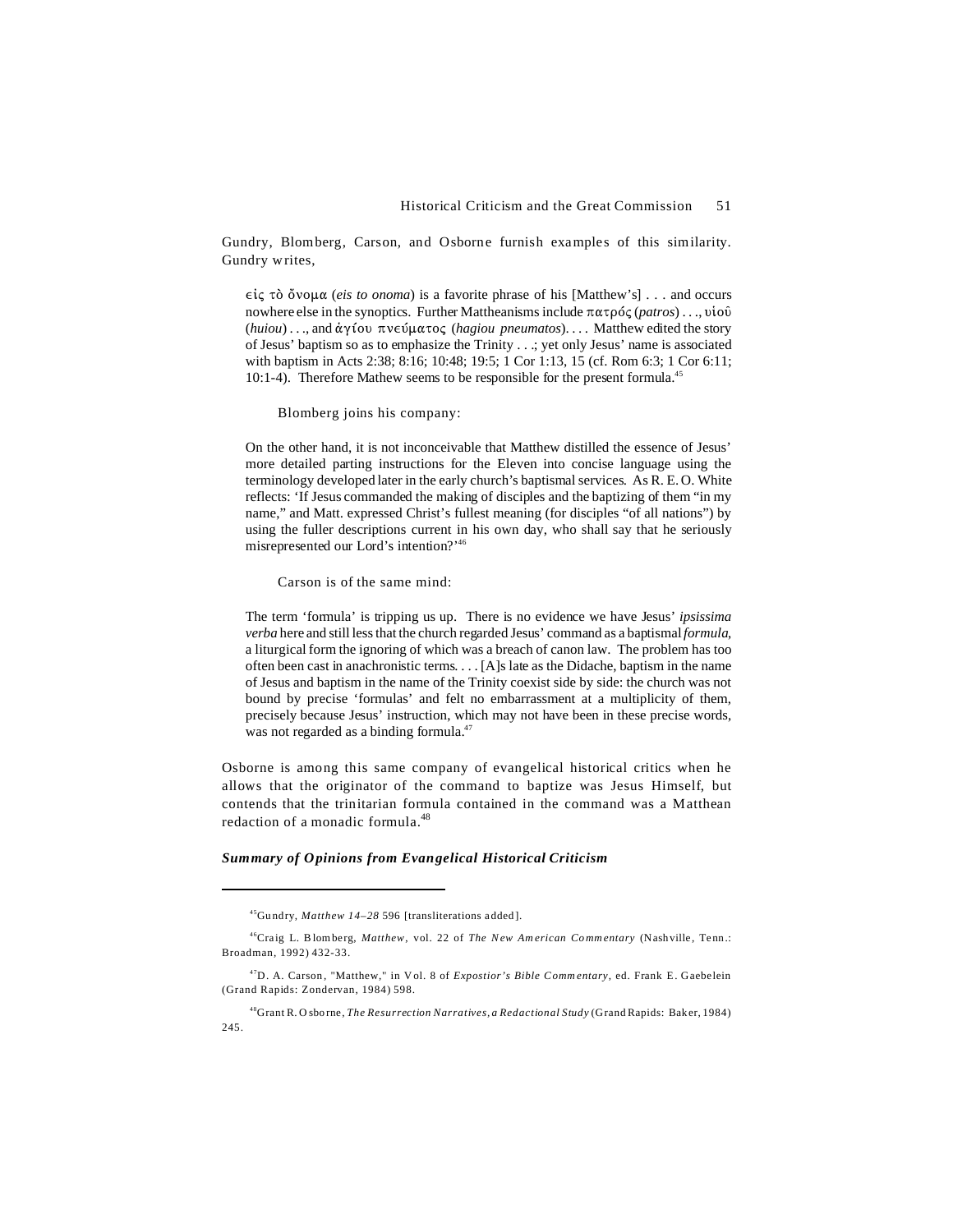Gundry, Blomberg, Carson, and Osborne furnish examples of this similarity. Gundry writes,

> εἰς τὸ ὄνομα (*eis to onoma*) is a favorite phrase of his [Matthew's] . . . and occurs nowhere else in the synoptics. Further Mattheanisms include πατρός (*patros*) . . ., υἱοῦ (*huiou*) . . ., and ἁγίου πνεύματος (*hagiou pneumatos*). . . . Matthew edited the story of Jesus' baptism so as to emphasize the Trinity . . .; yet only Jesus' name is associated with baptism in Acts 2:38; 8:16; 10:48; 19:5; 1 Cor 1:13, 15 (cf. Rom 6:3; 1 Cor 6:11; 10:1-4). Therefore Mathew seems to be responsible for the present formula.[45]

Blomberg joins his company:

> On the other hand, it is not inconceivable that Matthew distilled the essence of Jesus' more detailed parting instructions for the Eleven into concise language using the terminology developed later in the early church's baptismal services. As R. E. O. White reflects: 'If Jesus commanded the making of disciples and the baptizing of them "in my name," and Matt. expressed Christ's fullest meaning (for disciples "of all nations") by using the fuller descriptions current in his own day, who shall say that he seriously misrepresented our Lord's intention?'[46]

Carson is of the same mind:

> The term 'formula' is tripping us up. There is no evidence we have Jesus' *ipsissima verba* here and still less that the church regarded Jesus' command as a baptismal *formula*, a liturgical form the ignoring of which was a breach of canon law. The problem has too often been cast in anachronistic terms. . . . [A]s late as the Didache, baptism in the name of Jesus and baptism in the name of the Trinity coexist side by side: the church was not bound by precise 'formulas' and felt no embarrassment at a multiplicity of them, precisely because Jesus' instruction, which may not have been in these precise words, was not regarded as a binding formula.[47]

Osborne is among this same company of evangelical historical critics when he allows that the originator of the command to baptize was Jesus Himself, but contends that the trinitarian formula contained in the command was a Matthean redaction of a monadic formula.[48]

### *Summary of Opinions from Evangelical Historical Criticism*

---

[45]Gundry, *Matthew 14–28* 596 [transliterations added].

[46]Craig L. Blomberg, *Matthew*, vol. 22 of *The New American Commentary* (Nashville, Tenn.: Broadman, 1992) 432-33.

[47]D. A. Carson, "Matthew," in Vol. 8 of *Expostior's Bible Commentary*, ed. Frank E. Gaebelein (Grand Rapids: Zondervan, 1984) 598.

[48]Grant R. Osborne, *The Resurrection Narratives, a Redactional Study* (Grand Rapids: Baker, 1984) 245.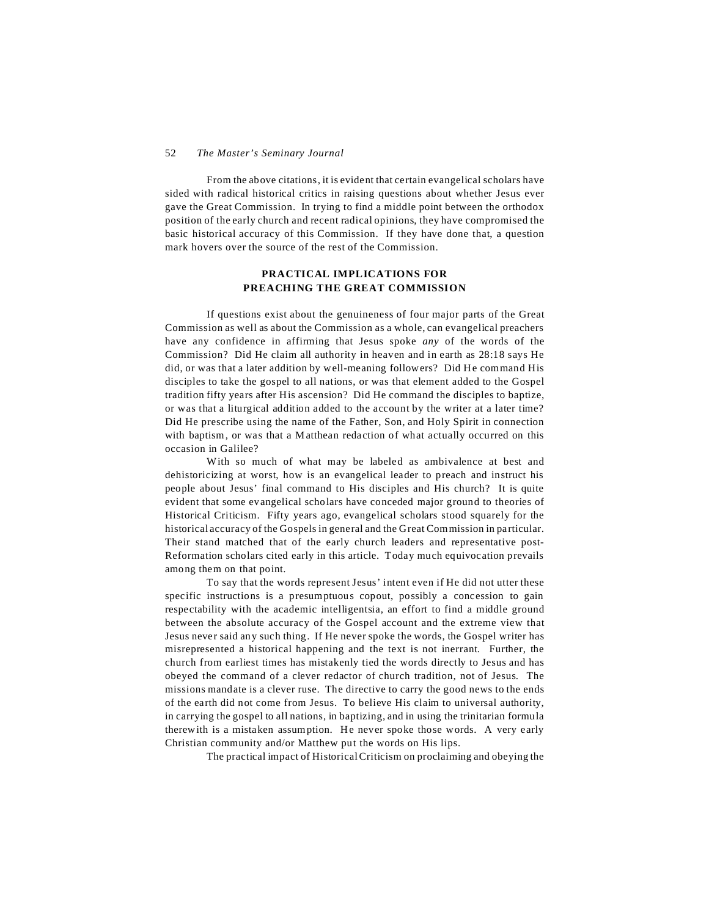From the above citations, it is evident that certain evangelical scholars have sided with radical historical critics in raising questions about whether Jesus ever gave the Great Commission. In trying to find a middle point between the orthodox position of the early church and recent radical opinions, they have compromised the basic historical accuracy of this Commission. If they have done that, a question mark hovers over the source of the rest of the Commission.

## PRACTICAL IMPLICATIONS FOR PREACHING THE GREAT COMMISSION

If questions exist about the genuineness of four major parts of the Great Commission as well as about the Commission as a whole, can evangelical preachers have any confidence in affirming that Jesus spoke *any* of the words of the Commission? Did He claim all authority in heaven and in earth as 28:18 says He did, or was that a later addition by well-meaning followers? Did He command His disciples to take the gospel to all nations, or was that element added to the Gospel tradition fifty years after His ascension? Did He command the disciples to baptize, or was that a liturgical addition added to the account by the writer at a later time? Did He prescribe using the name of the Father, Son, and Holy Spirit in connection with baptism, or was that a Matthean redaction of what actually occurred on this occasion in Galilee?

With so much of what may be labeled as ambivalence at best and dehistoricizing at worst, how is an evangelical leader to preach and instruct his people about Jesus' final command to His disciples and His church? It is quite evident that some evangelical scholars have conceded major ground to theories of Historical Criticism. Fifty years ago, evangelical scholars stood squarely for the historical accuracy of the Gospels in general and the Great Commission in particular. Their stand matched that of the early church leaders and representative post-Reformation scholars cited early in this article. Today much equivocation prevails among them on that point.

To say that the words represent Jesus' intent even if He did not utter these specific instructions is a presumptuous copout, possibly a concession to gain respectability with the academic intelligentsia, an effort to find a middle ground between the absolute accuracy of the Gospel account and the extreme view that Jesus never said any such thing. If He never spoke the words, the Gospel writer has misrepresented a historical happening and the text is not inerrant. Further, the church from earliest times has mistakenly tied the words directly to Jesus and has obeyed the command of a clever redactor of church tradition, not of Jesus. The missions mandate is a clever ruse. The directive to carry the good news to the ends of the earth did not come from Jesus. To believe His claim to universal authority, in carrying the gospel to all nations, in baptizing, and in using the trinitarian formula therewith is a mistaken assumption. He never spoke those words. A very early Christian community and/or Matthew put the words on His lips.

The practical impact of Historical Criticism on proclaiming and obeying the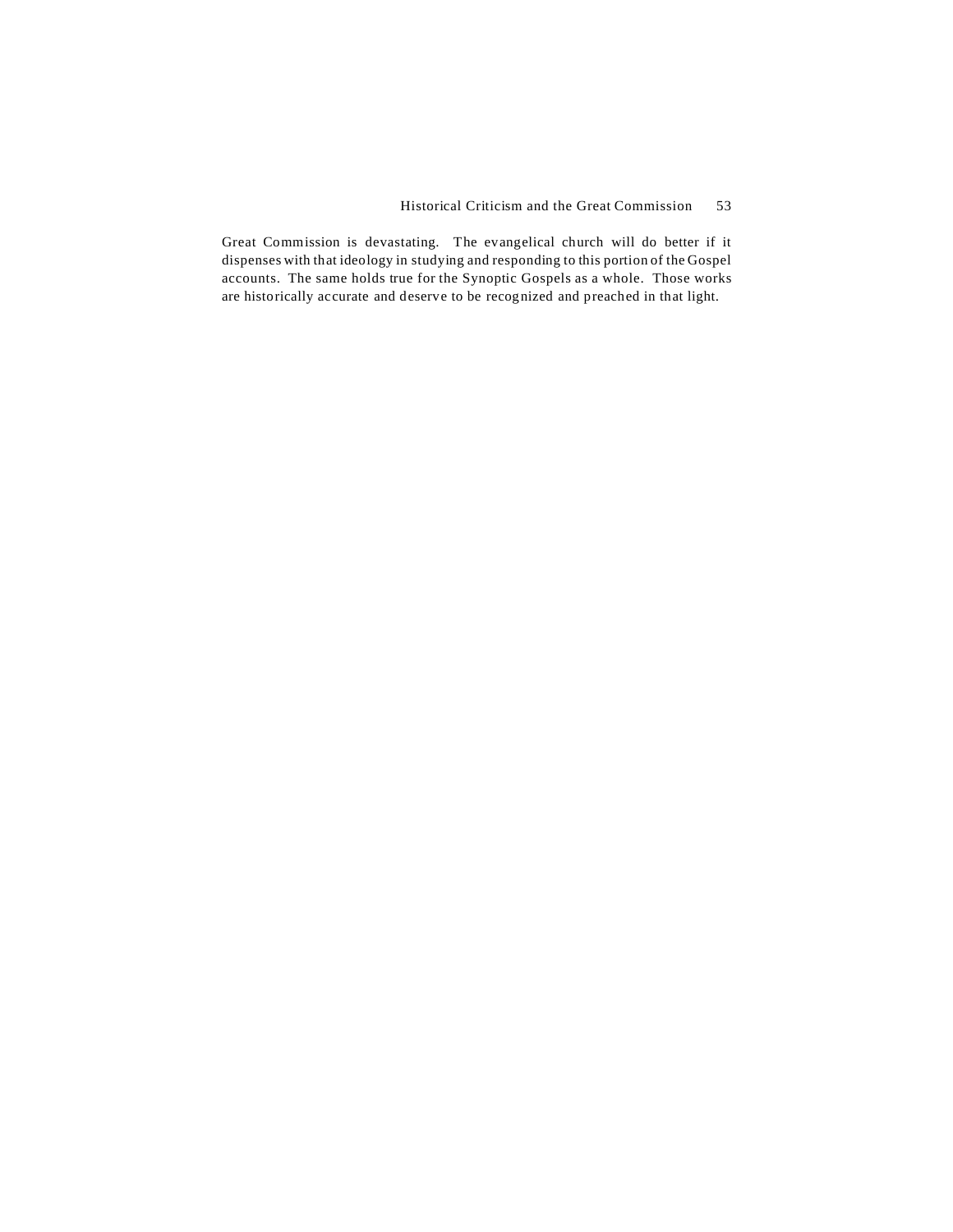Great Commission is devastating. The evangelical church will do better if it dispenses with that ideology in studying and responding to this portion of the Gospel accounts. The same holds true for the Synoptic Gospels as a whole. Those works are historically accurate and deserve to be recognized and preached in that light.